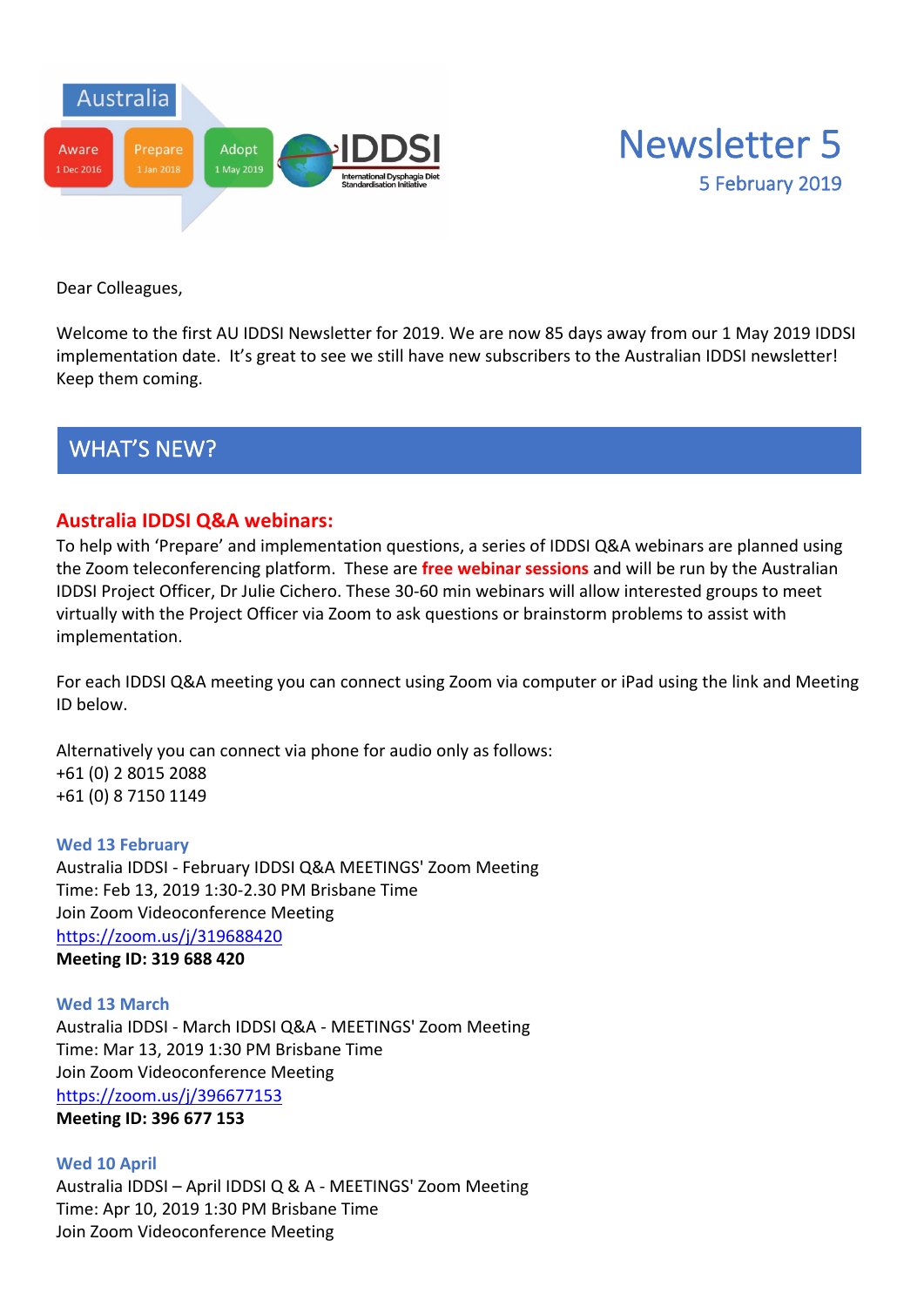Australia

Aware 1 Dec 2016 | Prepare 1 Jan 2018 | Adopt 1 May 2019

IDDSI International Dysphagia Diet Standardisation Initiative

# Newsletter 5

5 February 2019

Dear Colleagues,

Welcome to the first AU IDDSI Newsletter for 2019. We are now 85 days away from our 1 May 2019 IDDSI implementation date. It's great to see we still have new subscribers to the Australian IDDSI newsletter! Keep them coming.

## WHAT'S NEW?

### Australia IDDSI Q&A webinars:

To help with 'Prepare' and implementation questions, a series of IDDSI Q&A webinars are planned using the Zoom teleconferencing platform. These are **free webinar sessions** and will be run by the Australian IDDSI Project Officer, Dr Julie Cichero. These 30-60 min webinars will allow interested groups to meet virtually with the Project Officer via Zoom to ask questions or brainstorm problems to assist with implementation.

For each IDDSI Q&A meeting you can connect using Zoom via computer or iPad using the link and Meeting ID below.

Alternatively you can connect via phone for audio only as follows:
+61 (0) 2 8015 2088
+61 (0) 8 7150 1149

**Wed 13 February**
Australia IDDSI - February IDDSI Q&A MEETINGS' Zoom Meeting
Time: Feb 13, 2019 1:30-2.30 PM Brisbane Time
Join Zoom Videoconference Meeting
https://zoom.us/j/319688420
**Meeting ID: 319 688 420**

**Wed 13 March**
Australia IDDSI - March IDDSI Q&A - MEETINGS' Zoom Meeting
Time: Mar 13, 2019 1:30 PM Brisbane Time
Join Zoom Videoconference Meeting
https://zoom.us/j/396677153
**Meeting ID: 396 677 153**

**Wed 10 April**
Australia IDDSI – April IDDSI Q & A - MEETINGS' Zoom Meeting
Time: Apr 10, 2019 1:30 PM Brisbane Time
Join Zoom Videoconference Meeting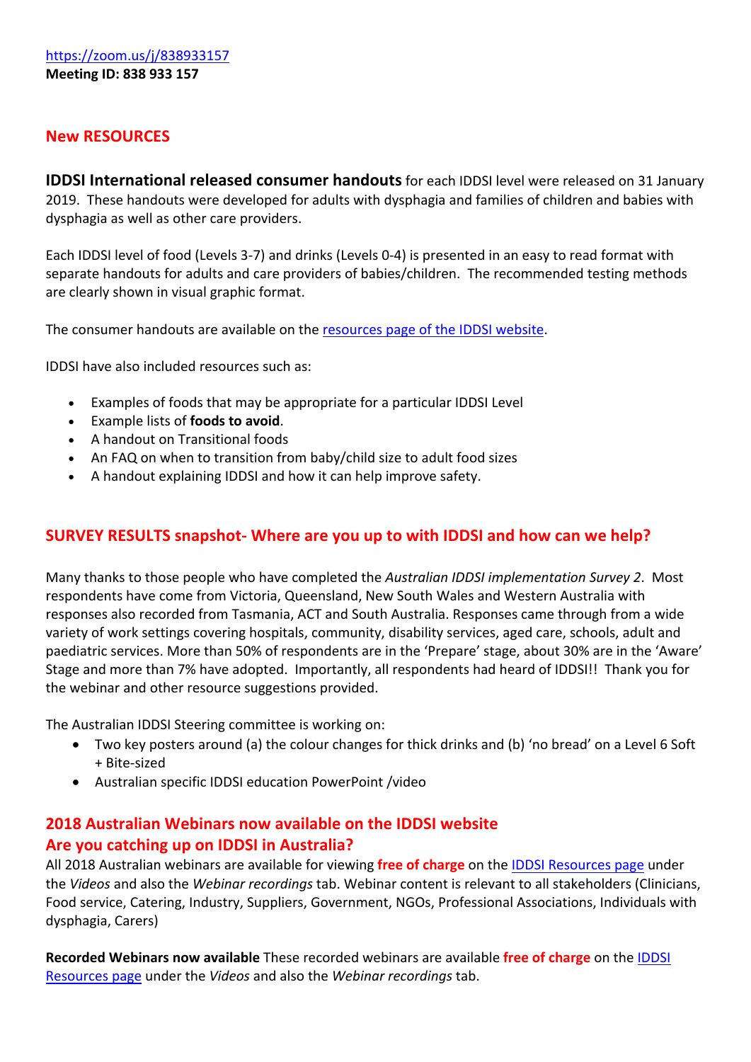[https://zoom.us/j/838933157](https://zoom.us/j/838933157)
**Meeting ID: 838 933 157**

## New RESOURCES

**IDDSI International released consumer handouts** for each IDDSI level were released on 31 January 2019. These handouts were developed for adults with dysphagia and families of children and babies with dysphagia as well as other care providers.

Each IDDSI level of food (Levels 3-7) and drinks (Levels 0-4) is presented in an easy to read format with separate handouts for adults and care providers of babies/children. The recommended testing methods are clearly shown in visual graphic format.

The consumer handouts are available on the resources page of the IDDSI website.

IDDSI have also included resources such as:

- Examples of foods that may be appropriate for a particular IDDSI Level
- Example lists of **foods to avoid**.
- A handout on Transitional foods
- An FAQ on when to transition from baby/child size to adult food sizes
- A handout explaining IDDSI and how it can help improve safety.

## SURVEY RESULTS snapshot- Where are you up to with IDDSI and how can we help?

Many thanks to those people who have completed the *Australian IDDSI implementation Survey 2*. Most respondents have come from Victoria, Queensland, New South Wales and Western Australia with responses also recorded from Tasmania, ACT and South Australia. Responses came through from a wide variety of work settings covering hospitals, community, disability services, aged care, schools, adult and paediatric services. More than 50% of respondents are in the 'Prepare' stage, about 30% are in the 'Aware' Stage and more than 7% have adopted. Importantly, all respondents had heard of IDDSI!! Thank you for the webinar and other resource suggestions provided.

The Australian IDDSI Steering committee is working on:

- Two key posters around (a) the colour changes for thick drinks and (b) 'no bread' on a Level 6 Soft + Bite-sized
- Australian specific IDDSI education PowerPoint /video

## 2018 Australian Webinars now available on the IDDSI website
## Are you catching up on IDDSI in Australia?

All 2018 Australian webinars are available for viewing **free of charge** on the IDDSI Resources page under the *Videos* and also the *Webinar recordings* tab. Webinar content is relevant to all stakeholders (Clinicians, Food service, Catering, Industry, Suppliers, Government, NGOs, Professional Associations, Individuals with dysphagia, Carers)

**Recorded Webinars now available** These recorded webinars are available **free of charge** on the IDDSI Resources page under the *Videos* and also the *Webinar recordings* tab.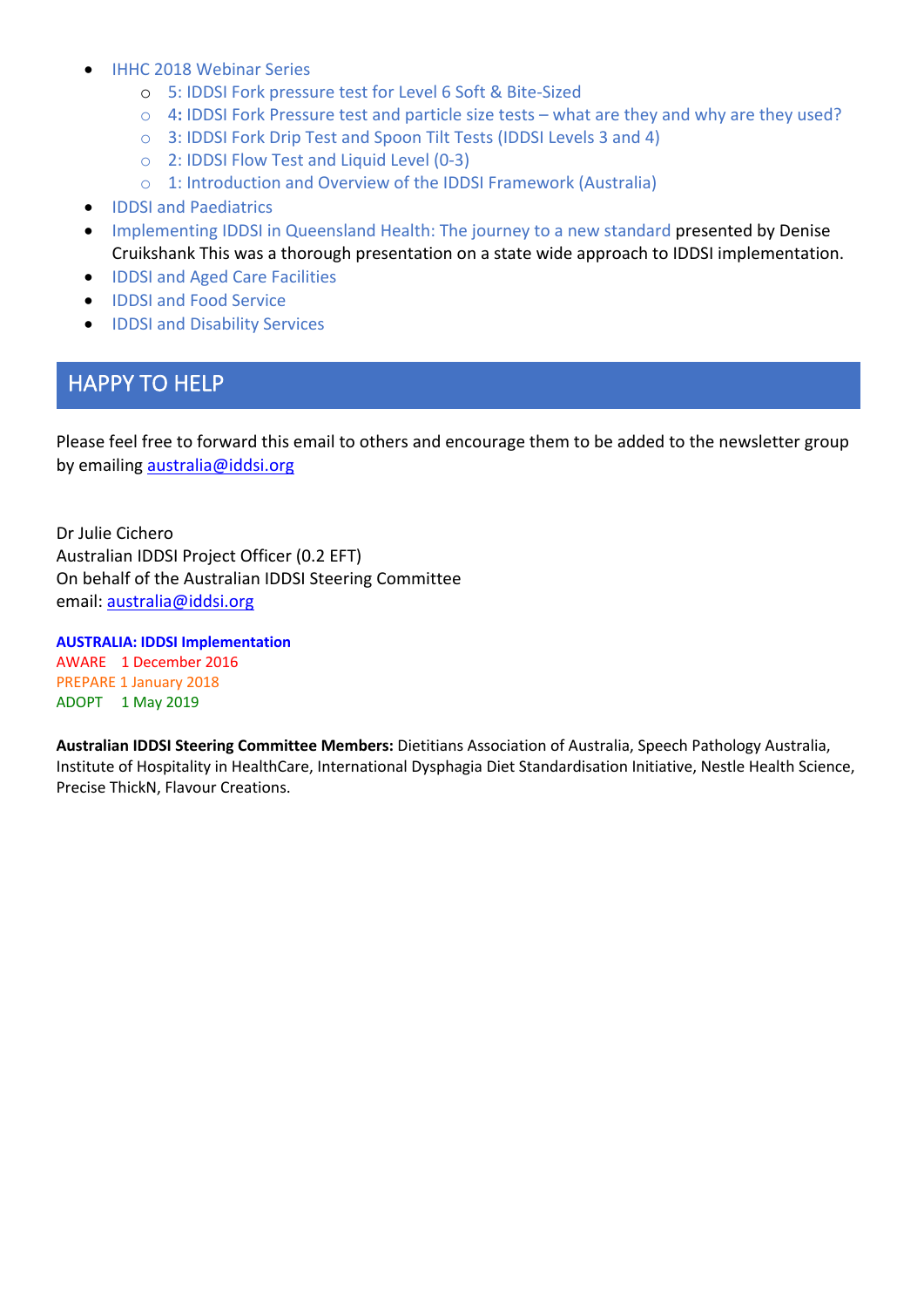- IHHC 2018 Webinar Series
    - 5: IDDSI Fork pressure test for Level 6 Soft & Bite-Sized
    - 4: IDDSI Fork Pressure test and particle size tests – what are they and why are they used?
    - 3: IDDSI Fork Drip Test and Spoon Tilt Tests (IDDSI Levels 3 and 4)
    - 2: IDDSI Flow Test and Liquid Level (0-3)
    - 1: Introduction and Overview of the IDDSI Framework (Australia)
- IDDSI and Paediatrics
- Implementing IDDSI in Queensland Health: The journey to a new standard presented by Denise Cruikshank This was a thorough presentation on a state wide approach to IDDSI implementation.
- IDDSI and Aged Care Facilities
- IDDSI and Food Service
- IDDSI and Disability Services

## HAPPY TO HELP

Please feel free to forward this email to others and encourage them to be added to the newsletter group by emailing australia@iddsi.org

Dr Julie Cichero
Australian IDDSI Project Officer (0.2 EFT)
On behalf of the Australian IDDSI Steering Committee
email: australia@iddsi.org

**AUSTRALIA: IDDSI Implementation**
AWARE 1 December 2016
PREPARE 1 January 2018
ADOPT 1 May 2019

**Australian IDDSI Steering Committee Members:** Dietitians Association of Australia, Speech Pathology Australia, Institute of Hospitality in HealthCare, International Dysphagia Diet Standardisation Initiative, Nestle Health Science, Precise ThickN, Flavour Creations.